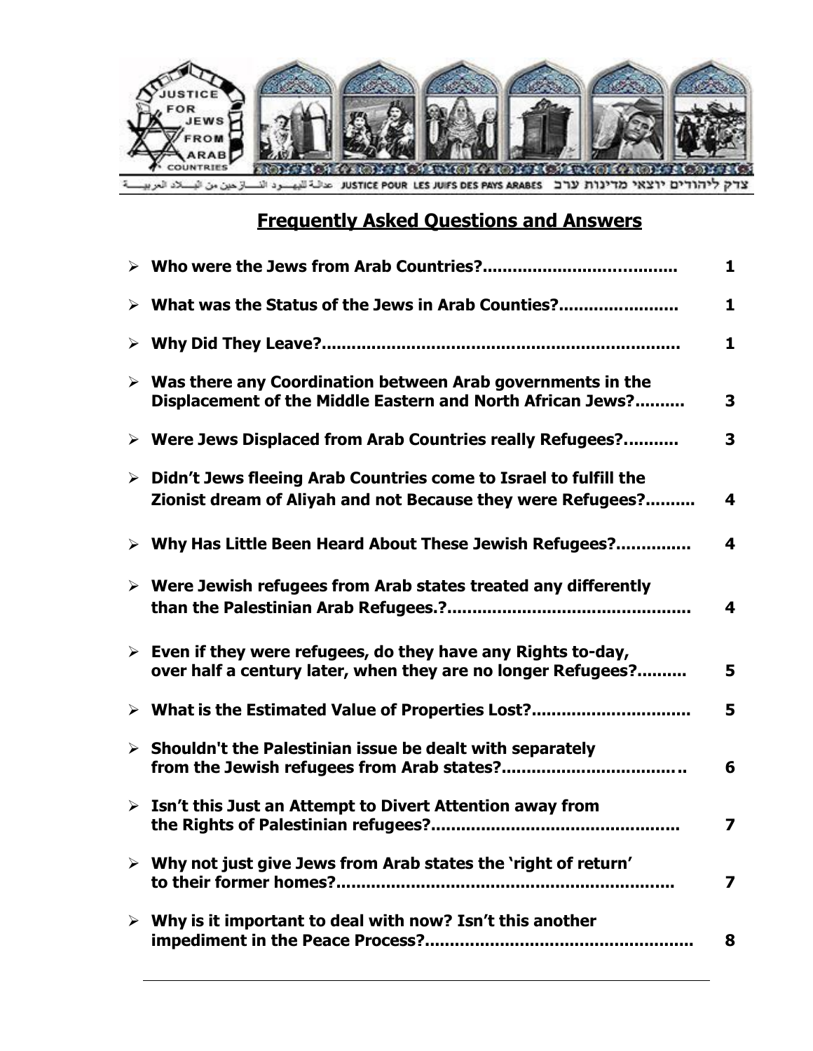JUSTICE FOR JEWS FROM ARAB COUNTRIES

צדק ליהודים יוצאי מדינות ערב JUSTICE POUR LES JUIFS DES PAYS ARABES عدالة لليهود النازحين من البلاد العربية

## Frequently Asked Questions and Answers

| | |
|---|---|
| ➢ **Who were the Jews from Arab Countries?......................................** | **1** |
| ➢ **What was the Status of the Jews in Arab Counties?.......................** | **1** |
| ➢ **Why Did They Leave?......................................................................** | **1** |
| ➢ **Was there any Coordination between Arab governments in the Displacement of the Middle Eastern and North African Jews?..........** | **3** |
| ➢ **Were Jews Displaced from Arab Countries really Refugees?...........** | **3** |
| ➢ **Didn't Jews fleeing Arab Countries come to Israel to fulfill the Zionist dream of Aliyah and not Because they were Refugees?..........** | **4** |
| ➢ **Why Has Little Been Heard About These Jewish Refugees?..............** | **4** |
| ➢ **Were Jewish refugees from Arab states treated any differently than the Palestinian Arab Refugees.?...............................................** | **4** |
| ➢ **Even if they were refugees, do they have any Rights to-day, over half a century later, when they are no longer Refugees?..........** | **5** |
| ➢ **What is the Estimated Value of Properties Lost?...............................** | **5** |
| ➢ **Shouldn't the Palestinian issue be dealt with separately from the Jewish refugees from Arab states?...................................** | **6** |
| ➢ **Isn't this Just an Attempt to Divert Attention away from the Rights of Palestinian refugees?.................................................** | **7** |
| ➢ **Why not just give Jews from Arab states the 'right of return' to their former homes?.................................................................** | **7** |
| ➢ **Why is it important to deal with now? Isn't this another impediment in the Peace Process?.....................................................** | **8** |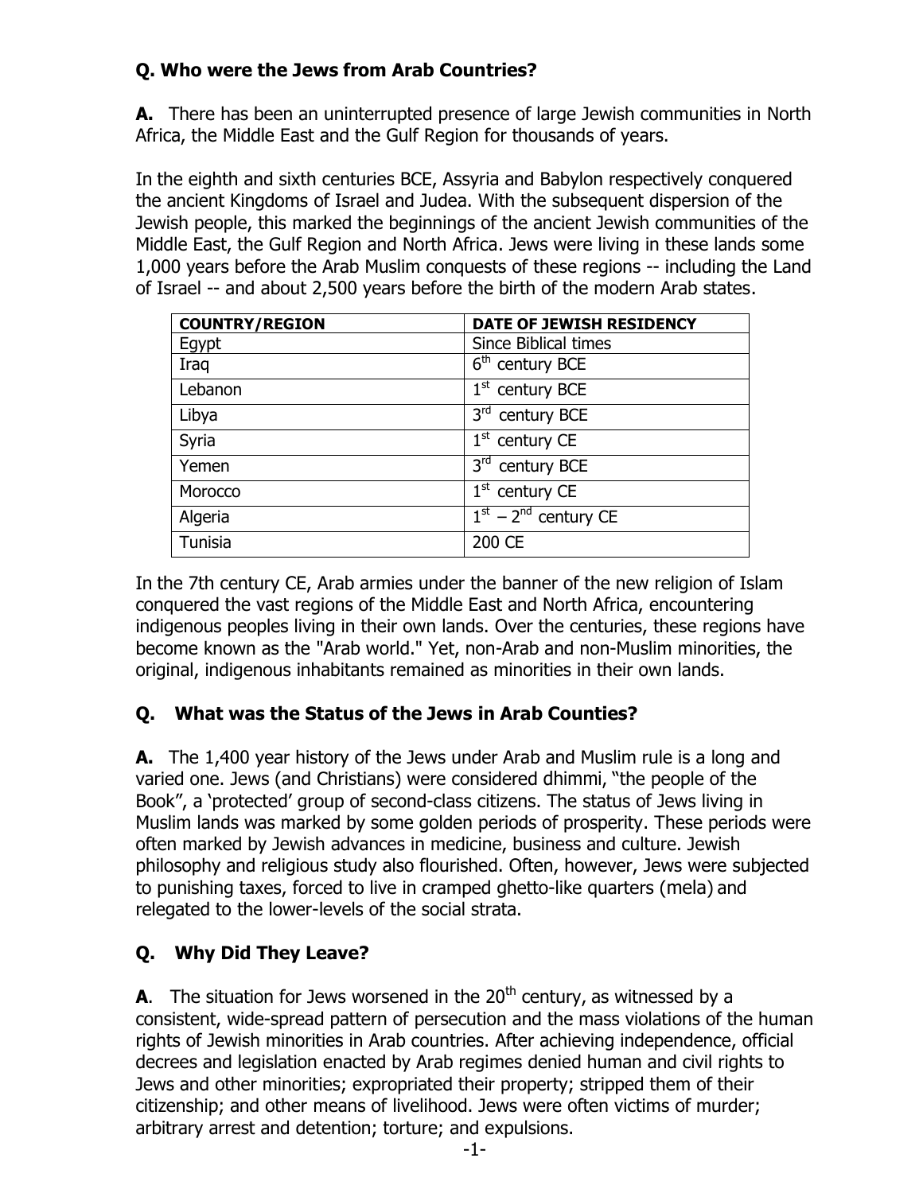**Q. Who were the Jews from Arab Countries?**

**A.** There has been an uninterrupted presence of large Jewish communities in North Africa, the Middle East and the Gulf Region for thousands of years.

In the eighth and sixth centuries BCE, Assyria and Babylon respectively conquered the ancient Kingdoms of Israel and Judea. With the subsequent dispersion of the Jewish people, this marked the beginnings of the ancient Jewish communities of the Middle East, the Gulf Region and North Africa. Jews were living in these lands some 1,000 years before the Arab Muslim conquests of these regions -- including the Land of Israel -- and about 2,500 years before the birth of the modern Arab states.

| COUNTRY/REGION | DATE OF JEWISH RESIDENCY |
|---|---|
| Egypt | Since Biblical times |
| Iraq | 6th century BCE |
| Lebanon | 1st century BCE |
| Libya | 3rd century BCE |
| Syria | 1st century CE |
| Yemen | 3rd century BCE |
| Morocco | 1st century CE |
| Algeria | 1st – 2nd century CE |
| Tunisia | 200 CE |

In the 7th century CE, Arab armies under the banner of the new religion of Islam conquered the vast regions of the Middle East and North Africa, encountering indigenous peoples living in their own lands. Over the centuries, these regions have become known as the "Arab world." Yet, non-Arab and non-Muslim minorities, the original, indigenous inhabitants remained as minorities in their own lands.

**Q. What was the Status of the Jews in Arab Counties?**

**A.** The 1,400 year history of the Jews under Arab and Muslim rule is a long and varied one. Jews (and Christians) were considered dhimmi, "the people of the Book", a 'protected' group of second-class citizens. The status of Jews living in Muslim lands was marked by some golden periods of prosperity. These periods were often marked by Jewish advances in medicine, business and culture. Jewish philosophy and religious study also flourished. Often, however, Jews were subjected to punishing taxes, forced to live in cramped ghetto-like quarters (mela) and relegated to the lower-levels of the social strata.

**Q. Why Did They Leave?**

**A**. The situation for Jews worsened in the 20th century, as witnessed by a consistent, wide-spread pattern of persecution and the mass violations of the human rights of Jewish minorities in Arab countries. After achieving independence, official decrees and legislation enacted by Arab regimes denied human and civil rights to Jews and other minorities; expropriated their property; stripped them of their citizenship; and other means of livelihood. Jews were often victims of murder; arbitrary arrest and detention; torture; and expulsions.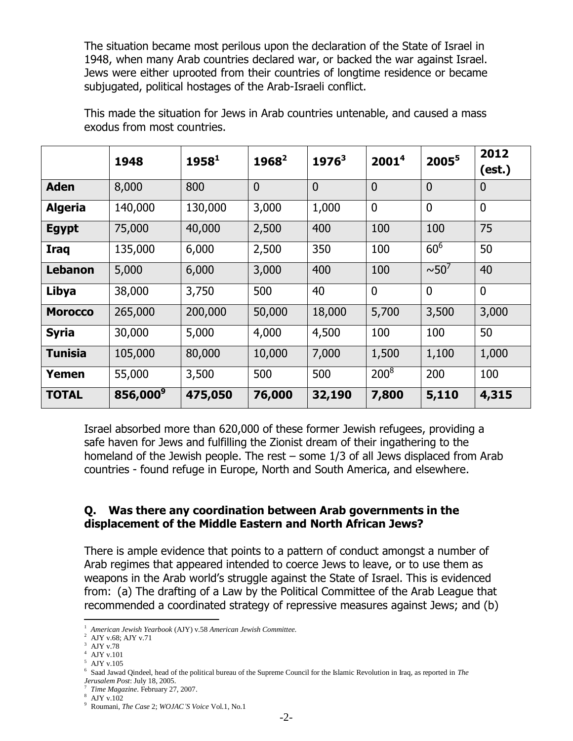The situation became most perilous upon the declaration of the State of Israel in 1948, when many Arab countries declared war, or backed the war against Israel. Jews were either uprooted from their countries of longtime residence or became subjugated, political hostages of the Arab-Israeli conflict.

This made the situation for Jews in Arab countries untenable, and caused a mass exodus from most countries.

| | 1948 | 1958[1] | 1968[2] | 1976[3] | 2001[4] | 2005[5] | 2012 (est.) |
|---|---|---|---|---|---|---|---|
| **Aden** | 8,000 | 800 | 0 | 0 | 0 | 0 | 0 |
| **Algeria** | 140,000 | 130,000 | 3,000 | 1,000 | 0 | 0 | 0 |
| **Egypt** | 75,000 | 40,000 | 2,500 | 400 | 100 | 100 | 75 |
| **Iraq** | 135,000 | 6,000 | 2,500 | 350 | 100 | 60[6] | 50 |
| **Lebanon** | 5,000 | 6,000 | 3,000 | 400 | 100 | ~50[7] | 40 |
| **Libya** | 38,000 | 3,750 | 500 | 40 | 0 | 0 | 0 |
| **Morocco** | 265,000 | 200,000 | 50,000 | 18,000 | 5,700 | 3,500 | 3,000 |
| **Syria** | 30,000 | 5,000 | 4,000 | 4,500 | 100 | 100 | 50 |
| **Tunisia** | 105,000 | 80,000 | 10,000 | 7,000 | 1,500 | 1,100 | 1,000 |
| **Yemen** | 55,000 | 3,500 | 500 | 500 | 200[8] | 200 | 100 |
| **TOTAL** | **856,000[9]** | **475,050** | **76,000** | **32,190** | **7,800** | **5,110** | **4,315** |

Israel absorbed more than 620,000 of these former Jewish refugees, providing a safe haven for Jews and fulfilling the Zionist dream of their ingathering to the homeland of the Jewish people. The rest – some 1/3 of all Jews displaced from Arab countries - found refuge in Europe, North and South America, and elsewhere.

### Q. Was there any coordination between Arab governments in the displacement of the Middle Eastern and North African Jews?

There is ample evidence that points to a pattern of conduct amongst a number of Arab regimes that appeared intended to coerce Jews to leave, or to use them as weapons in the Arab world's struggle against the State of Israel. This is evidenced from: (a) The drafting of a Law by the Political Committee of the Arab League that recommended a coordinated strategy of repressive measures against Jews; and (b)

---

[1] *American Jewish Yearbook* (AJY) v.58 *American Jewish Committee*.
[2] AJY v.68; AJY v.71
[3] AJY v.78
[4] AJY v.101
[5] AJY v.105
[6] Saad Jawad Qindeel, head of the political bureau of the Supreme Council for the Islamic Revolution in Iraq, as reported in *The Jerusalem Post*: July 18, 2005.
[7] *Time Magazine*. February 27, 2007.
[8] AJY v.102
[9] Roumani, *The Case* 2; *WOJAC'S Voice* Vol.1, No.1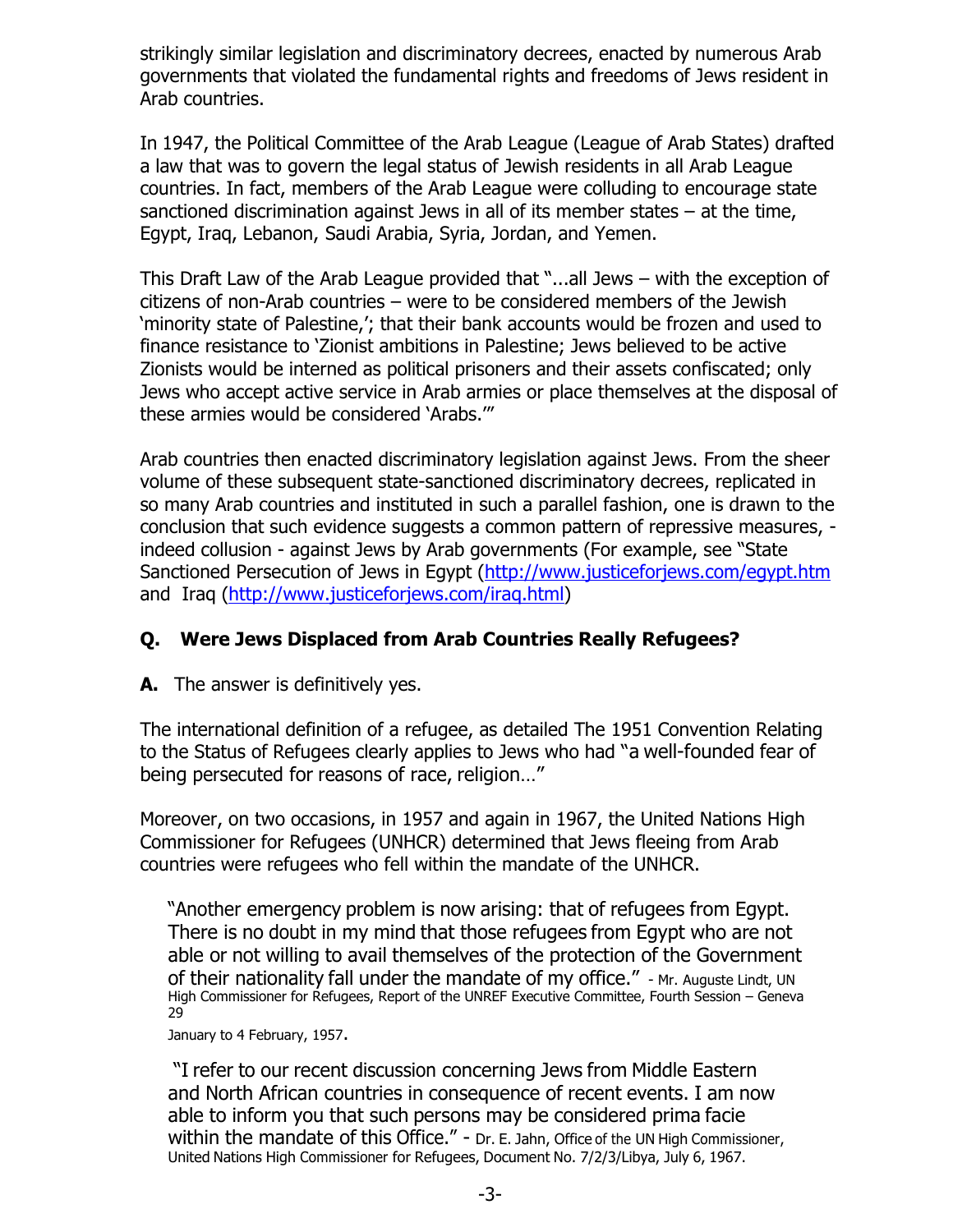strikingly similar legislation and discriminatory decrees, enacted by numerous Arab governments that violated the fundamental rights and freedoms of Jews resident in Arab countries.

In 1947, the Political Committee of the Arab League (League of Arab States) drafted a law that was to govern the legal status of Jewish residents in all Arab League countries. In fact, members of the Arab League were colluding to encourage state sanctioned discrimination against Jews in all of its member states – at the time, Egypt, Iraq, Lebanon, Saudi Arabia, Syria, Jordan, and Yemen.

This Draft Law of the Arab League provided that "...all Jews – with the exception of citizens of non-Arab countries – were to be considered members of the Jewish 'minority state of Palestine,'; that their bank accounts would be frozen and used to finance resistance to 'Zionist ambitions in Palestine; Jews believed to be active Zionists would be interned as political prisoners and their assets confiscated; only Jews who accept active service in Arab armies or place themselves at the disposal of these armies would be considered 'Arabs.'"

Arab countries then enacted discriminatory legislation against Jews. From the sheer volume of these subsequent state-sanctioned discriminatory decrees, replicated in so many Arab countries and instituted in such a parallel fashion, one is drawn to the conclusion that such evidence suggests a common pattern of repressive measures, - indeed collusion - against Jews by Arab governments (For example, see "State Sanctioned Persecution of Jews in Egypt (http://www.justiceforjews.com/egypt.htm and Iraq (http://www.justiceforjews.com/iraq.html)

### Q. Were Jews Displaced from Arab Countries Really Refugees?

**A.** The answer is definitively yes.

The international definition of a refugee, as detailed The 1951 Convention Relating to the Status of Refugees clearly applies to Jews who had "a well-founded fear of being persecuted for reasons of race, religion…"

Moreover, on two occasions, in 1957 and again in 1967, the United Nations High Commissioner for Refugees (UNHCR) determined that Jews fleeing from Arab countries were refugees who fell within the mandate of the UNHCR.

> "Another emergency problem is now arising: that of refugees from Egypt. There is no doubt in my mind that those refugees from Egypt who are not able or not willing to avail themselves of the protection of the Government of their nationality fall under the mandate of my office." - Mr. Auguste Lindt, UN High Commissioner for Refugees, Report of the UNREF Executive Committee, Fourth Session – Geneva 29 January to 4 February, 1957.

> "I refer to our recent discussion concerning Jews from Middle Eastern and North African countries in consequence of recent events. I am now able to inform you that such persons may be considered prima facie within the mandate of this Office." - Dr. E. Jahn, Office of the UN High Commissioner, United Nations High Commissioner for Refugees, Document No. 7/2/3/Libya, July 6, 1967.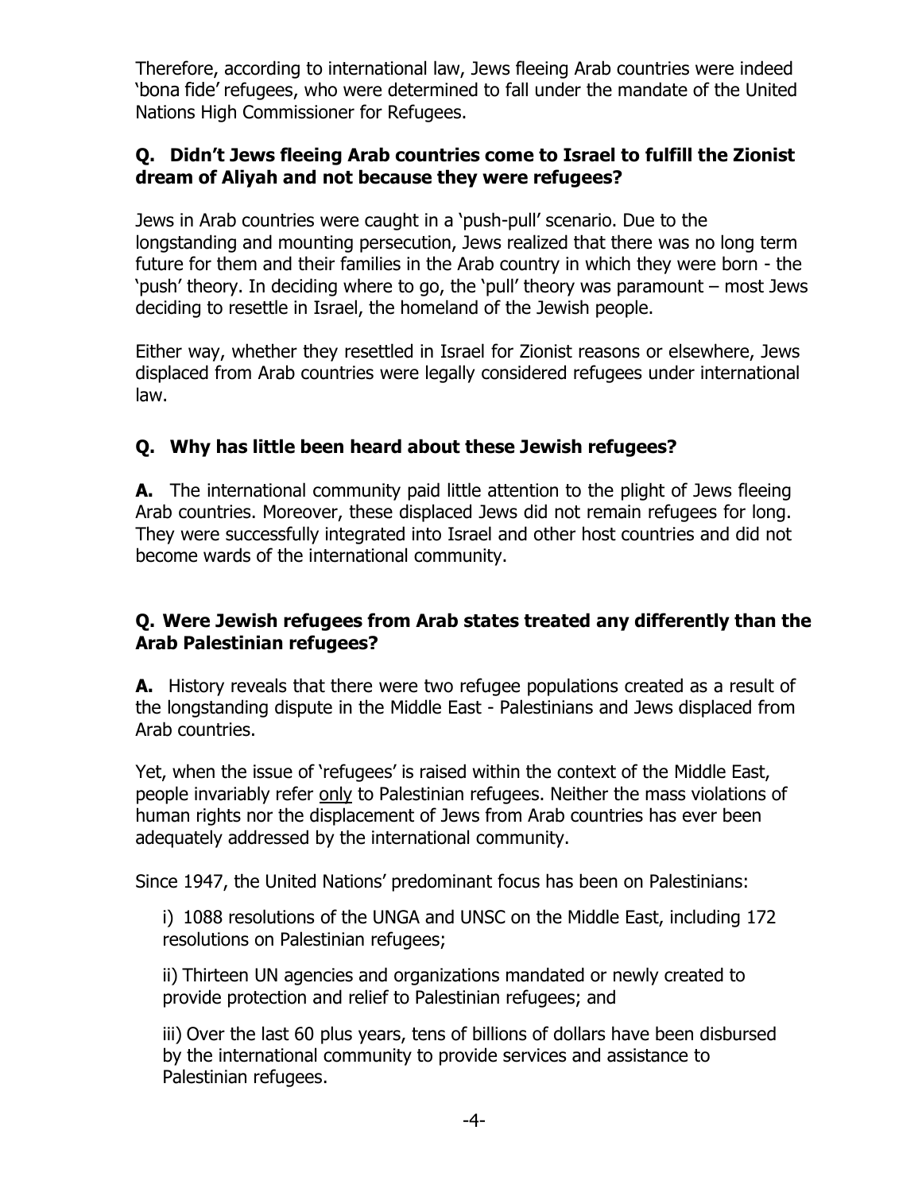Therefore, according to international law, Jews fleeing Arab countries were indeed 'bona fide' refugees, who were determined to fall under the mandate of the United Nations High Commissioner for Refugees.

### Q. Didn't Jews fleeing Arab countries come to Israel to fulfill the Zionist dream of Aliyah and not because they were refugees?

Jews in Arab countries were caught in a 'push-pull' scenario. Due to the longstanding and mounting persecution, Jews realized that there was no long term future for them and their families in the Arab country in which they were born - the 'push' theory. In deciding where to go, the 'pull' theory was paramount – most Jews deciding to resettle in Israel, the homeland of the Jewish people.

Either way, whether they resettled in Israel for Zionist reasons or elsewhere, Jews displaced from Arab countries were legally considered refugees under international law.

### Q. Why has little been heard about these Jewish refugees?

**A.** The international community paid little attention to the plight of Jews fleeing Arab countries. Moreover, these displaced Jews did not remain refugees for long. They were successfully integrated into Israel and other host countries and did not become wards of the international community.

### Q. Were Jewish refugees from Arab states treated any differently than the Arab Palestinian refugees?

**A.** History reveals that there were two refugee populations created as a result of the longstanding dispute in the Middle East - Palestinians and Jews displaced from Arab countries.

Yet, when the issue of 'refugees' is raised within the context of the Middle East, people invariably refer only to Palestinian refugees. Neither the mass violations of human rights nor the displacement of Jews from Arab countries has ever been adequately addressed by the international community.

Since 1947, the United Nations' predominant focus has been on Palestinians:

i) 1088 resolutions of the UNGA and UNSC on the Middle East, including 172 resolutions on Palestinian refugees;

ii) Thirteen UN agencies and organizations mandated or newly created to provide protection and relief to Palestinian refugees; and

iii) Over the last 60 plus years, tens of billions of dollars have been disbursed by the international community to provide services and assistance to Palestinian refugees.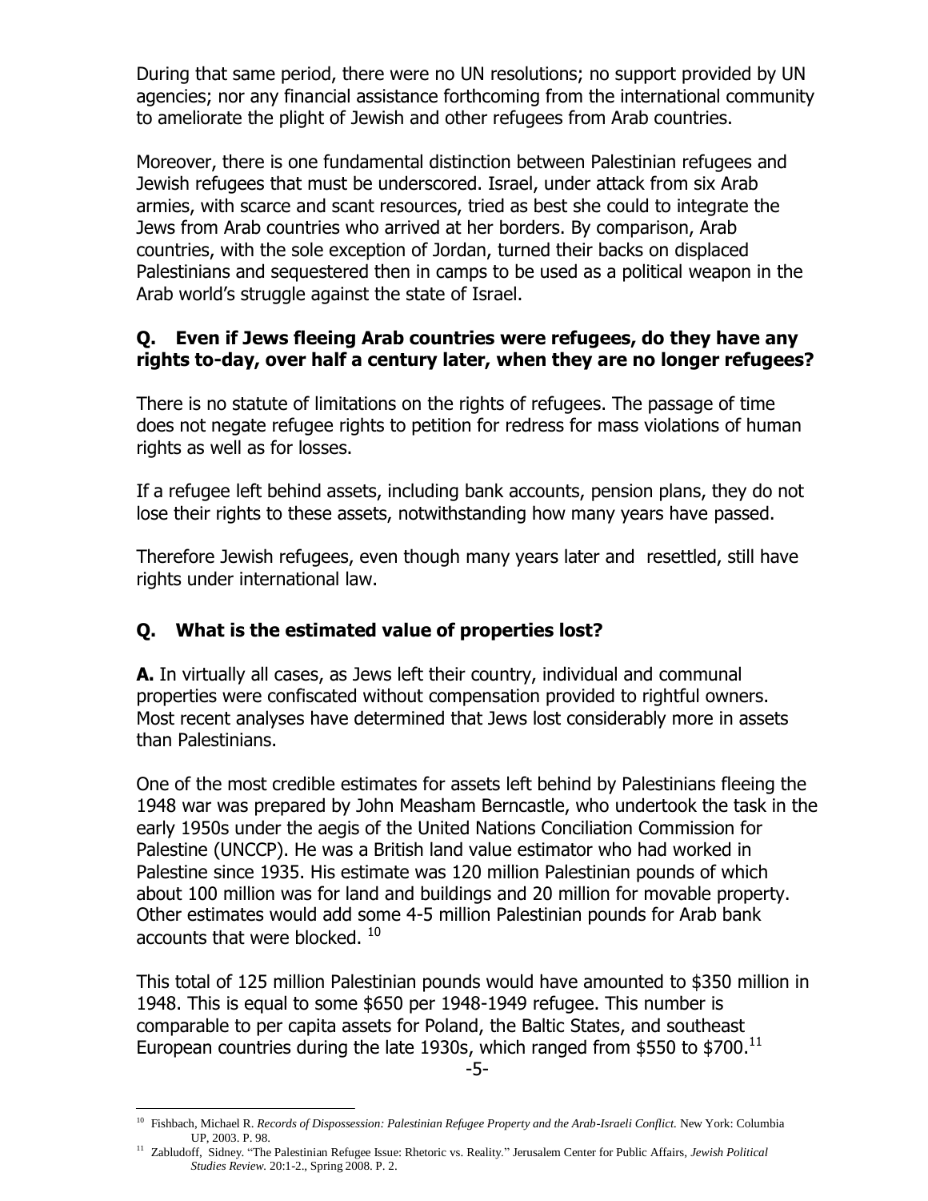During that same period, there were no UN resolutions; no support provided by UN agencies; nor any financial assistance forthcoming from the international community to ameliorate the plight of Jewish and other refugees from Arab countries.

Moreover, there is one fundamental distinction between Palestinian refugees and Jewish refugees that must be underscored. Israel, under attack from six Arab armies, with scarce and scant resources, tried as best she could to integrate the Jews from Arab countries who arrived at her borders. By comparison, Arab countries, with the sole exception of Jordan, turned their backs on displaced Palestinians and sequestered then in camps to be used as a political weapon in the Arab world's struggle against the state of Israel.

**Q. Even if Jews fleeing Arab countries were refugees, do they have any rights to-day, over half a century later, when they are no longer refugees?**

There is no statute of limitations on the rights of refugees. The passage of time does not negate refugee rights to petition for redress for mass violations of human rights as well as for losses.

If a refugee left behind assets, including bank accounts, pension plans, they do not lose their rights to these assets, notwithstanding how many years have passed.

Therefore Jewish refugees, even though many years later and resettled, still have rights under international law.

**Q. What is the estimated value of properties lost?**

**A.** In virtually all cases, as Jews left their country, individual and communal properties were confiscated without compensation provided to rightful owners. Most recent analyses have determined that Jews lost considerably more in assets than Palestinians.

One of the most credible estimates for assets left behind by Palestinians fleeing the 1948 war was prepared by John Measham Berncastle, who undertook the task in the early 1950s under the aegis of the United Nations Conciliation Commission for Palestine (UNCCP). He was a British land value estimator who had worked in Palestine since 1935. His estimate was 120 million Palestinian pounds of which about 100 million was for land and buildings and 20 million for movable property. Other estimates would add some 4-5 million Palestinian pounds for Arab bank accounts that were blocked. [10]

This total of 125 million Palestinian pounds would have amounted to $350 million in 1948. This is equal to some $650 per 1948-1949 refugee. This number is comparable to per capita assets for Poland, the Baltic States, and southeast European countries during the late 1930s, which ranged from $550 to $700.[11]

---

[10] Fishbach, Michael R. *Records of Dispossession: Palestinian Refugee Property and the Arab-Israeli Conflict.* New York: Columbia UP, 2003. P. 98.

[11] Zabludoff, Sidney. "The Palestinian Refugee Issue: Rhetoric vs. Reality." Jerusalem Center for Public Affairs, *Jewish Political Studies Review.* 20:1-2., Spring 2008. P. 2.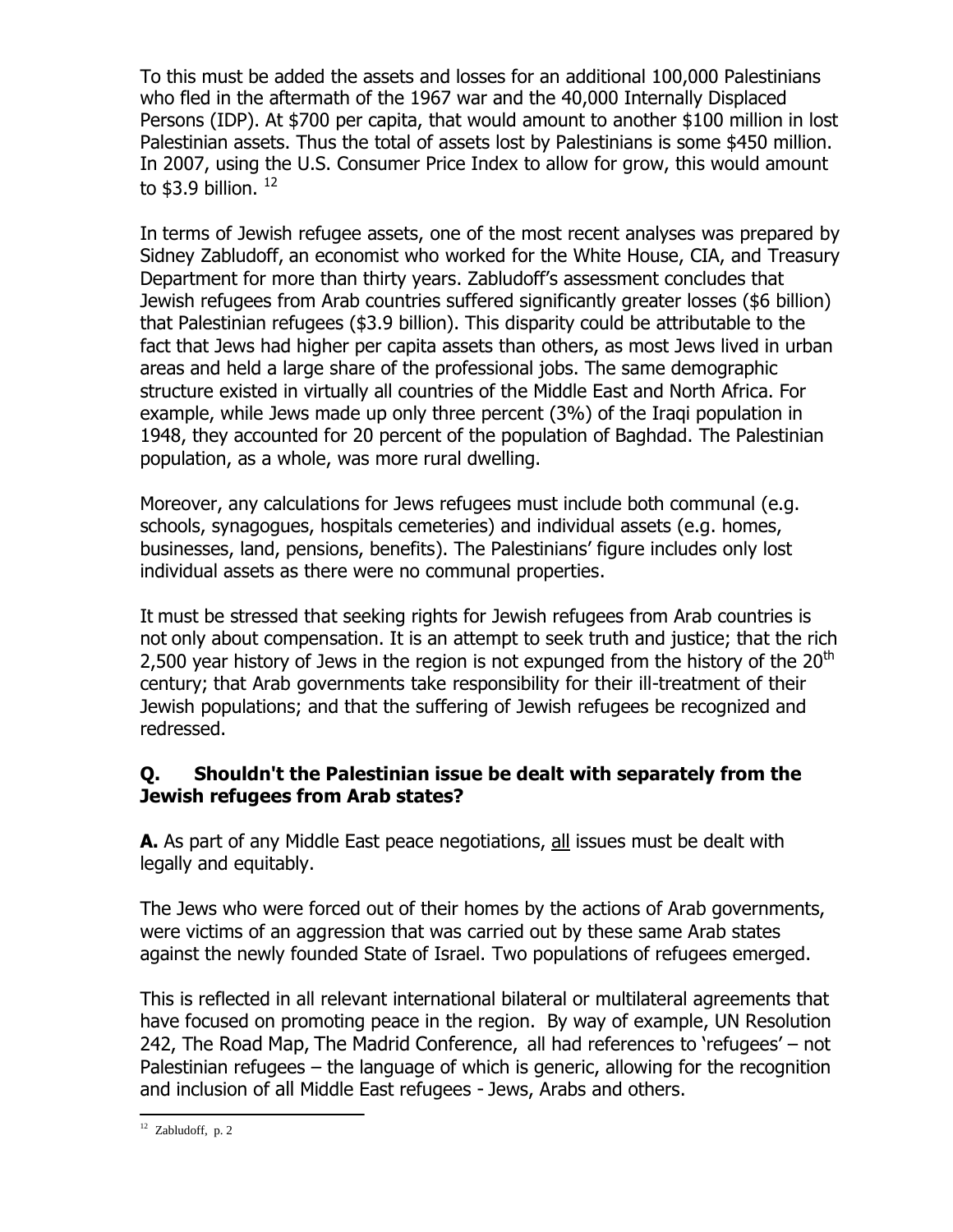To this must be added the assets and losses for an additional 100,000 Palestinians who fled in the aftermath of the 1967 war and the 40,000 Internally Displaced Persons (IDP). At $700 per capita, that would amount to another $100 million in lost Palestinian assets. Thus the total of assets lost by Palestinians is some $450 million. In 2007, using the U.S. Consumer Price Index to allow for grow, this would amount to $3.9 billion. [12]

In terms of Jewish refugee assets, one of the most recent analyses was prepared by Sidney Zabludoff, an economist who worked for the White House, CIA, and Treasury Department for more than thirty years. Zabludoff's assessment concludes that Jewish refugees from Arab countries suffered significantly greater losses ($6 billion) that Palestinian refugees ($3.9 billion). This disparity could be attributable to the fact that Jews had higher per capita assets than others, as most Jews lived in urban areas and held a large share of the professional jobs. The same demographic structure existed in virtually all countries of the Middle East and North Africa. For example, while Jews made up only three percent (3%) of the Iraqi population in 1948, they accounted for 20 percent of the population of Baghdad. The Palestinian population, as a whole, was more rural dwelling.

Moreover, any calculations for Jews refugees must include both communal (e.g. schools, synagogues, hospitals cemeteries) and individual assets (e.g. homes, businesses, land, pensions, benefits). The Palestinians' figure includes only lost individual assets as there were no communal properties.

It must be stressed that seeking rights for Jewish refugees from Arab countries is not only about compensation. It is an attempt to seek truth and justice; that the rich 2,500 year history of Jews in the region is not expunged from the history of the 20th century; that Arab governments take responsibility for their ill-treatment of their Jewish populations; and that the suffering of Jewish refugees be recognized and redressed.

**Q. Shouldn't the Palestinian issue be dealt with separately from the Jewish refugees from Arab states?**

**A.** As part of any Middle East peace negotiations, <u>all</u> issues must be dealt with legally and equitably.

The Jews who were forced out of their homes by the actions of Arab governments, were victims of an aggression that was carried out by these same Arab states against the newly founded State of Israel. Two populations of refugees emerged.

This is reflected in all relevant international bilateral or multilateral agreements that have focused on promoting peace in the region. By way of example, UN Resolution 242, The Road Map, The Madrid Conference, all had references to 'refugees' – not Palestinian refugees – the language of which is generic, allowing for the recognition and inclusion of all Middle East refugees - Jews, Arabs and others.

---

[12] Zabludoff, p. 2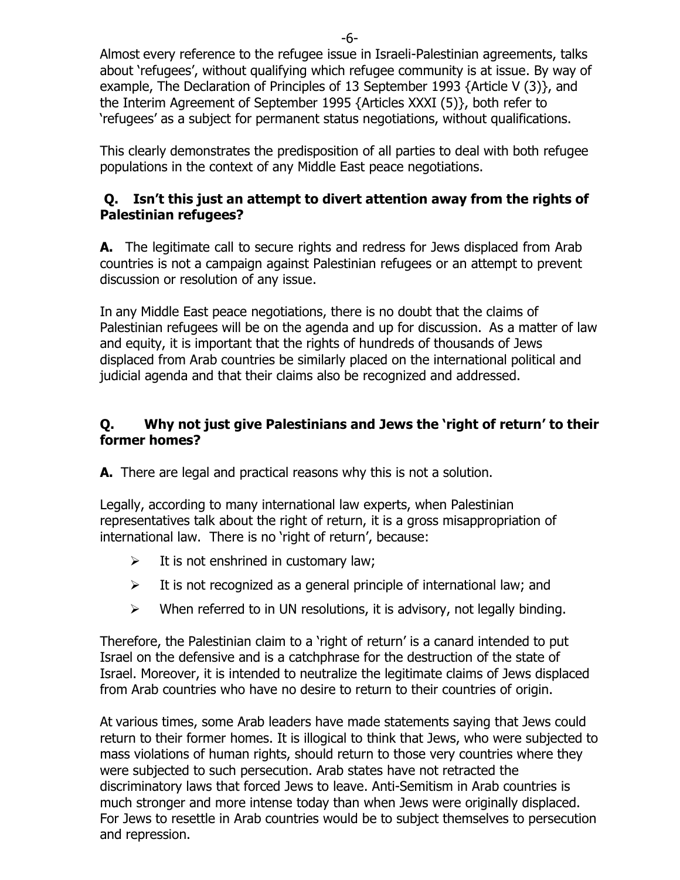Almost every reference to the refugee issue in Israeli-Palestinian agreements, talks about 'refugees', without qualifying which refugee community is at issue. By way of example, The Declaration of Principles of 13 September 1993 {Article V (3)}, and the Interim Agreement of September 1995 {Articles XXXI (5)}, both refer to 'refugees' as a subject for permanent status negotiations, without qualifications.

This clearly demonstrates the predisposition of all parties to deal with both refugee populations in the context of any Middle East peace negotiations.

**Q. Isn't this just an attempt to divert attention away from the rights of Palestinian refugees?**

**A.** The legitimate call to secure rights and redress for Jews displaced from Arab countries is not a campaign against Palestinian refugees or an attempt to prevent discussion or resolution of any issue.

In any Middle East peace negotiations, there is no doubt that the claims of Palestinian refugees will be on the agenda and up for discussion. As a matter of law and equity, it is important that the rights of hundreds of thousands of Jews displaced from Arab countries be similarly placed on the international political and judicial agenda and that their claims also be recognized and addressed.

**Q. Why not just give Palestinians and Jews the 'right of return' to their former homes?**

**A.** There are legal and practical reasons why this is not a solution.

Legally, according to many international law experts, when Palestinian representatives talk about the right of return, it is a gross misappropriation of international law. There is no 'right of return', because:

- It is not enshrined in customary law;
- It is not recognized as a general principle of international law; and
- When referred to in UN resolutions, it is advisory, not legally binding.

Therefore, the Palestinian claim to a 'right of return' is a canard intended to put Israel on the defensive and is a catchphrase for the destruction of the state of Israel. Moreover, it is intended to neutralize the legitimate claims of Jews displaced from Arab countries who have no desire to return to their countries of origin.

At various times, some Arab leaders have made statements saying that Jews could return to their former homes. It is illogical to think that Jews, who were subjected to mass violations of human rights, should return to those very countries where they were subjected to such persecution. Arab states have not retracted the discriminatory laws that forced Jews to leave. Anti-Semitism in Arab countries is much stronger and more intense today than when Jews were originally displaced. For Jews to resettle in Arab countries would be to subject themselves to persecution and repression.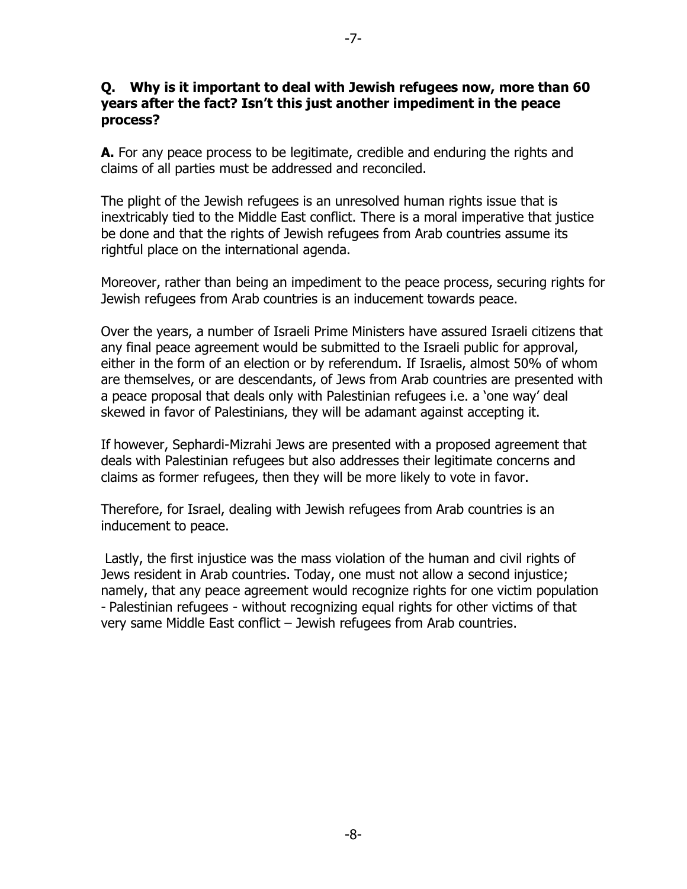**Q. Why is it important to deal with Jewish refugees now, more than 60 years after the fact? Isn't this just another impediment in the peace process?**

**A.** For any peace process to be legitimate, credible and enduring the rights and claims of all parties must be addressed and reconciled.

The plight of the Jewish refugees is an unresolved human rights issue that is inextricably tied to the Middle East conflict. There is a moral imperative that justice be done and that the rights of Jewish refugees from Arab countries assume its rightful place on the international agenda.

Moreover, rather than being an impediment to the peace process, securing rights for Jewish refugees from Arab countries is an inducement towards peace.

Over the years, a number of Israeli Prime Ministers have assured Israeli citizens that any final peace agreement would be submitted to the Israeli public for approval, either in the form of an election or by referendum. If Israelis, almost 50% of whom are themselves, or are descendants, of Jews from Arab countries are presented with a peace proposal that deals only with Palestinian refugees i.e. a 'one way' deal skewed in favor of Palestinians, they will be adamant against accepting it.

If however, Sephardi-Mizrahi Jews are presented with a proposed agreement that deals with Palestinian refugees but also addresses their legitimate concerns and claims as former refugees, then they will be more likely to vote in favor.

Therefore, for Israel, dealing with Jewish refugees from Arab countries is an inducement to peace.

Lastly, the first injustice was the mass violation of the human and civil rights of Jews resident in Arab countries. Today, one must not allow a second injustice; namely, that any peace agreement would recognize rights for one victim population - Palestinian refugees - without recognizing equal rights for other victims of that very same Middle East conflict – Jewish refugees from Arab countries.